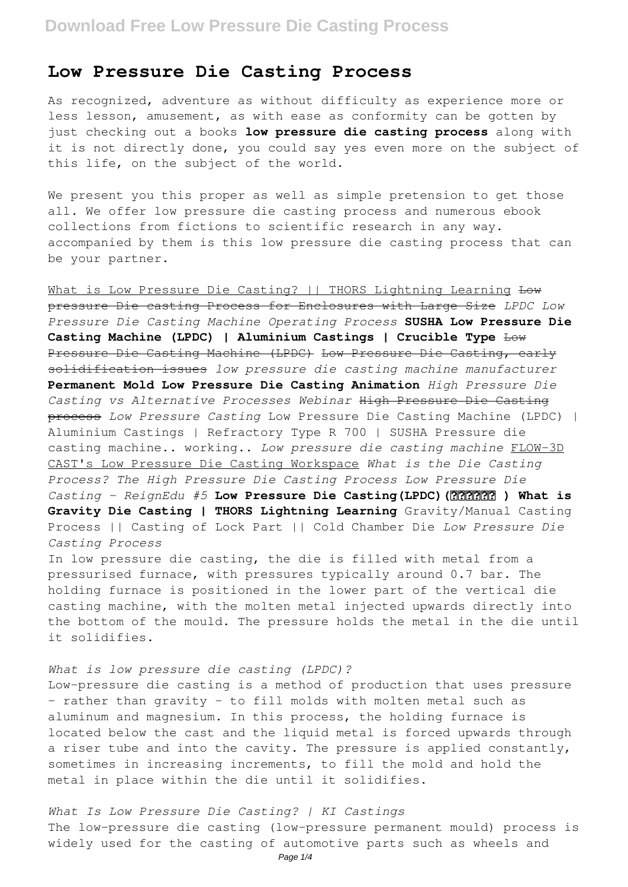# Low Pressure Die Casting Process

As recognized, adventure as without difficulty as experience more or less lesson, amusement, as with ease as conformity can be gotten by just checking out a books **low pressure die casting process** along with it is not directly done, you could say yes even more on the subject of this life, on the subject of the world.

We present you this proper as well as simple pretension to get those all. We offer low pressure die casting process and numerous ebook collections from fictions to scientific research in any way. accompanied by them is this low pressure die casting process that can be your partner.

What is Low Pressure Die Casting? || THORS Lightning Learning ~~Low pressure Die casting Process for Enclosures with Large Size~~ *LPDC Low Pressure Die Casting Machine Operating Process* **SUSHA Low Pressure Die Casting Machine (LPDC) | Aluminium Castings | Crucible Type** ~~Low Pressure Die Casting Machine (LPDC)~~ ~~Low Pressure Die Casting, early solidification issues~~ *low pressure die casting machine manufacturer* **Permanent Mold Low Pressure Die Casting Animation** *High Pressure Die Casting vs Alternative Processes Webinar* ~~High Pressure Die Casting process~~ *Low Pressure Casting* Low Pressure Die Casting Machine (LPDC) | Aluminium Castings | Refractory Type R 700 | SUSHA Pressure die casting machine.. working.. *Low pressure die casting machine* FLOW-3D CAST's Low Pressure Die Casting Workspace *What is the Die Casting Process? The High Pressure Die Casting Process Low Pressure Die Casting - ReignEdu #5* **Low Pressure Die Casting(LPDC)(低压铸造机 ) What is Gravity Die Casting | THORS Lightning Learning** Gravity/Manual Casting Process || Casting of Lock Part || Cold Chamber Die *Low Pressure Die Casting Process*

In low pressure die casting, the die is filled with metal from a pressurised furnace, with pressures typically around 0.7 bar. The holding furnace is positioned in the lower part of the vertical die casting machine, with the molten metal injected upwards directly into the bottom of the mould. The pressure holds the metal in the die until it solidifies.

*What is low pressure die casting (LPDC)?*

Low-pressure die casting is a method of production that uses pressure – rather than gravity – to fill molds with molten metal such as aluminum and magnesium. In this process, the holding furnace is located below the cast and the liquid metal is forced upwards through a riser tube and into the cavity. The pressure is applied constantly, sometimes in increasing increments, to fill the mold and hold the metal in place within the die until it solidifies.

*What Is Low Pressure Die Casting? | KI Castings*

The low-pressure die casting (low-pressure permanent mould) process is widely used for the casting of automotive parts such as wheels and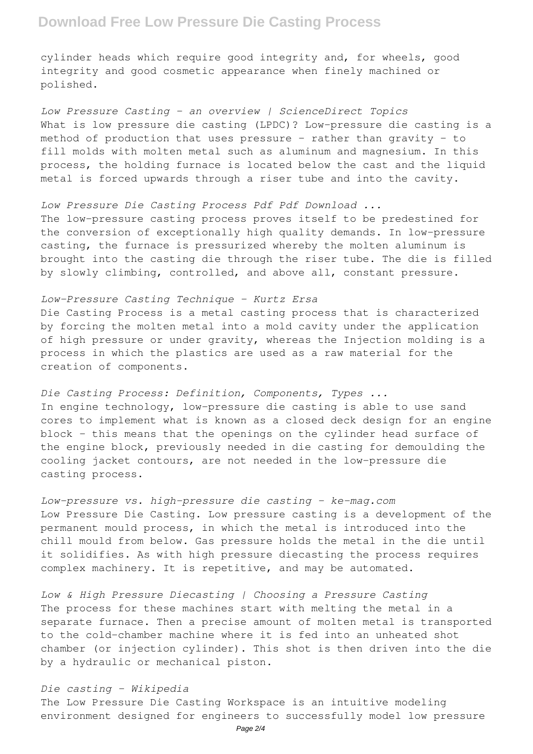cylinder heads which require good integrity and, for wheels, good integrity and good cosmetic appearance when finely machined or polished.

*Low Pressure Casting - an overview | ScienceDirect Topics*
What is low pressure die casting (LPDC)? Low-pressure die casting is a method of production that uses pressure – rather than gravity – to fill molds with molten metal such as aluminum and magnesium. In this process, the holding furnace is located below the cast and the liquid metal is forced upwards through a riser tube and into the cavity.

*Low Pressure Die Casting Process Pdf Pdf Download ...*
The low-pressure casting process proves itself to be predestined for the conversion of exceptionally high quality demands. In low-pressure casting, the furnace is pressurized whereby the molten aluminum is brought into the casting die through the riser tube. The die is filled by slowly climbing, controlled, and above all, constant pressure.

*Low-Pressure Casting Technique - Kurtz Ersa*
Die Casting Process is a metal casting process that is characterized by forcing the molten metal into a mold cavity under the application of high pressure or under gravity, whereas the Injection molding is a process in which the plastics are used as a raw material for the creation of components.

*Die Casting Process: Definition, Components, Types ...*
In engine technology, low-pressure die casting is able to use sand cores to implement what is known as a closed deck design for an engine block – this means that the openings on the cylinder head surface of the engine block, previously needed in die casting for demoulding the cooling jacket contours, are not needed in the low-pressure die casting process.

*Low-pressure vs. high-pressure die casting - ke-mag.com*
Low Pressure Die Casting. Low pressure casting is a development of the permanent mould process, in which the metal is introduced into the chill mould from below. Gas pressure holds the metal in the die until it solidifies. As with high pressure diecasting the process requires complex machinery. It is repetitive, and may be automated.

*Low & High Pressure Diecasting | Choosing a Pressure Casting*
The process for these machines start with melting the metal in a separate furnace. Then a precise amount of molten metal is transported to the cold-chamber machine where it is fed into an unheated shot chamber (or injection cylinder). This shot is then driven into the die by a hydraulic or mechanical piston.

*Die casting - Wikipedia*
The Low Pressure Die Casting Workspace is an intuitive modeling environment designed for engineers to successfully model low pressure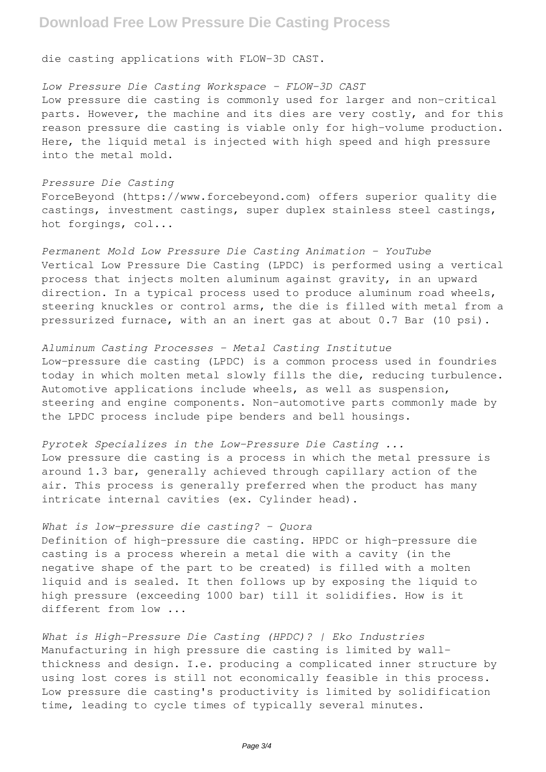die casting applications with FLOW-3D CAST.

*Low Pressure Die Casting Workspace - FLOW-3D CAST*
Low pressure die casting is commonly used for larger and non-critical parts. However, the machine and its dies are very costly, and for this reason pressure die casting is viable only for high-volume production. Here, the liquid metal is injected with high speed and high pressure into the metal mold.

*Pressure Die Casting*
ForceBeyond (https://www.forcebeyond.com) offers superior quality die castings, investment castings, super duplex stainless steel castings, hot forgings, col...

*Permanent Mold Low Pressure Die Casting Animation - YouTube*
Vertical Low Pressure Die Casting (LPDC) is performed using a vertical process that injects molten aluminum against gravity, in an upward direction. In a typical process used to produce aluminum road wheels, steering knuckles or control arms, the die is filled with metal from a pressurized furnace, with an an inert gas at about 0.7 Bar (10 psi).

*Aluminum Casting Processes - Metal Casting Institutue*
Low-pressure die casting (LPDC) is a common process used in foundries today in which molten metal slowly fills the die, reducing turbulence. Automotive applications include wheels, as well as suspension, steering and engine components. Non-automotive parts commonly made by the LPDC process include pipe benders and bell housings.

*Pyrotek Specializes in the Low-Pressure Die Casting ...*
Low pressure die casting is a process in which the metal pressure is around 1.3 bar, generally achieved through capillary action of the air. This process is generally preferred when the product has many intricate internal cavities (ex. Cylinder head).

*What is low-pressure die casting? - Quora*
Definition of high-pressure die casting. HPDC or high-pressure die casting is a process wherein a metal die with a cavity (in the negative shape of the part to be created) is filled with a molten liquid and is sealed. It then follows up by exposing the liquid to high pressure (exceeding 1000 bar) till it solidifies. How is it different from low ...

*What is High-Pressure Die Casting (HPDC)? | Eko Industries*
Manufacturing in high pressure die casting is limited by wall-thickness and design. I.e. producing a complicated inner structure by using lost cores is still not economically feasible in this process. Low pressure die casting's productivity is limited by solidification time, leading to cycle times of typically several minutes.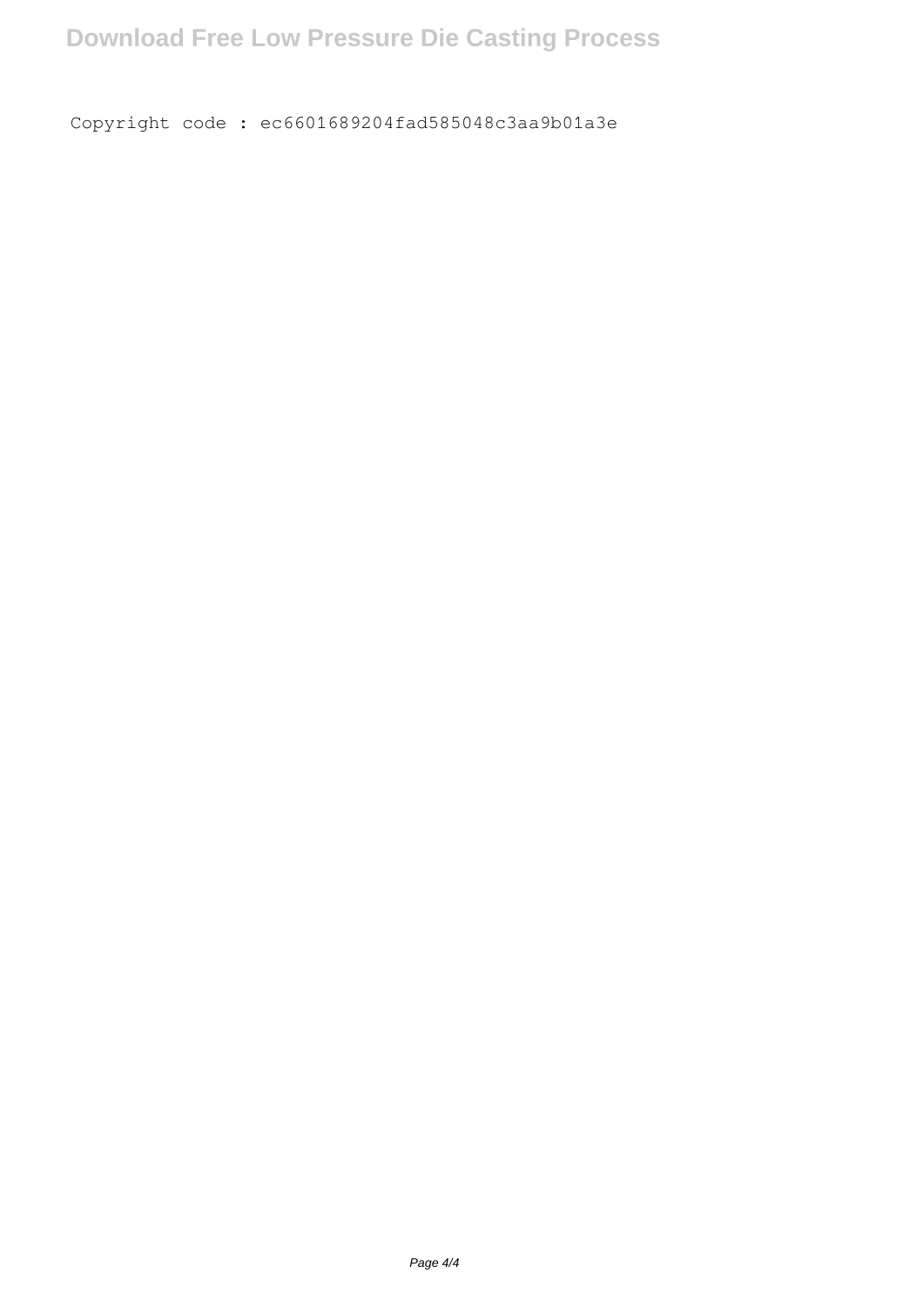Copyright code : ec6601689204fad585048c3aa9b01a3e